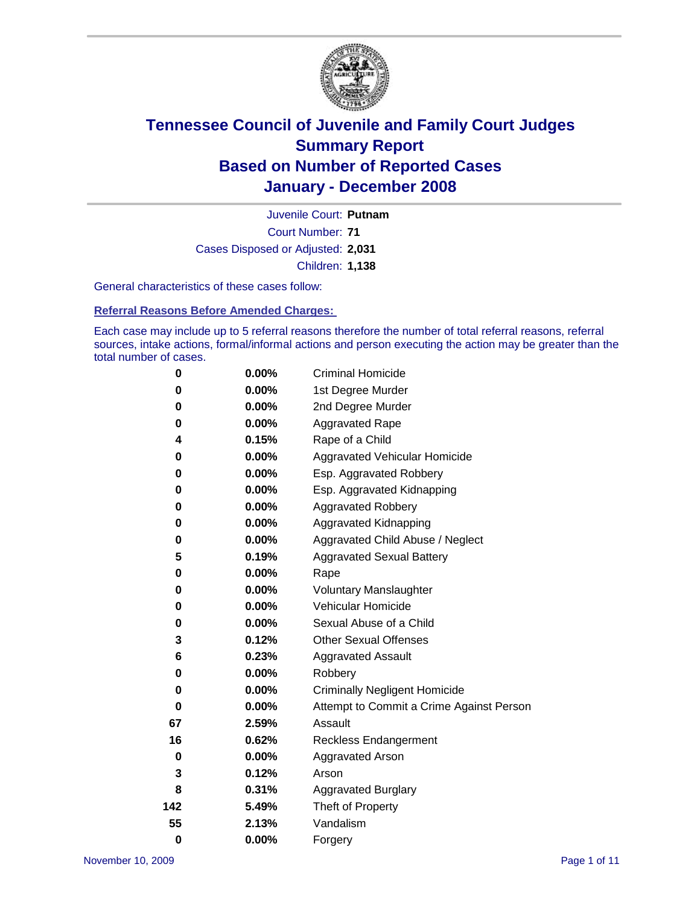# Tennessee Council of Juvenile and Family Court Judges
## Summary Report
## Based on Number of Reported Cases
## January - December 2008

Juvenile Court: **Putnam**

Court Number: **71**

Cases Disposed or Adjusted: **2,031**

Children: **1,138**

General characteristics of these cases follow:

### Referral Reasons Before Amended Charges:

Each case may include up to 5 referral reasons therefore the number of total referral reasons, referral sources, intake actions, formal/informal actions and person executing the action may be greater than the total number of cases.

| Count | Percent | Referral Reason |
|---|---|---|
| 0 | 0.00% | Criminal Homicide |
| 0 | 0.00% | 1st Degree Murder |
| 0 | 0.00% | 2nd Degree Murder |
| 0 | 0.00% | Aggravated Rape |
| 4 | 0.15% | Rape of a Child |
| 0 | 0.00% | Aggravated Vehicular Homicide |
| 0 | 0.00% | Esp. Aggravated Robbery |
| 0 | 0.00% | Esp. Aggravated Kidnapping |
| 0 | 0.00% | Aggravated Robbery |
| 0 | 0.00% | Aggravated Kidnapping |
| 0 | 0.00% | Aggravated Child Abuse / Neglect |
| 5 | 0.19% | Aggravated Sexual Battery |
| 0 | 0.00% | Rape |
| 0 | 0.00% | Voluntary Manslaughter |
| 0 | 0.00% | Vehicular Homicide |
| 0 | 0.00% | Sexual Abuse of a Child |
| 3 | 0.12% | Other Sexual Offenses |
| 6 | 0.23% | Aggravated Assault |
| 0 | 0.00% | Robbery |
| 0 | 0.00% | Criminally Negligent Homicide |
| 0 | 0.00% | Attempt to Commit a Crime Against Person |
| 67 | 2.59% | Assault |
| 16 | 0.62% | Reckless Endangerment |
| 0 | 0.00% | Aggravated Arson |
| 3 | 0.12% | Arson |
| 8 | 0.31% | Aggravated Burglary |
| 142 | 5.49% | Theft of Property |
| 55 | 2.13% | Vandalism |
| 0 | 0.00% | Forgery |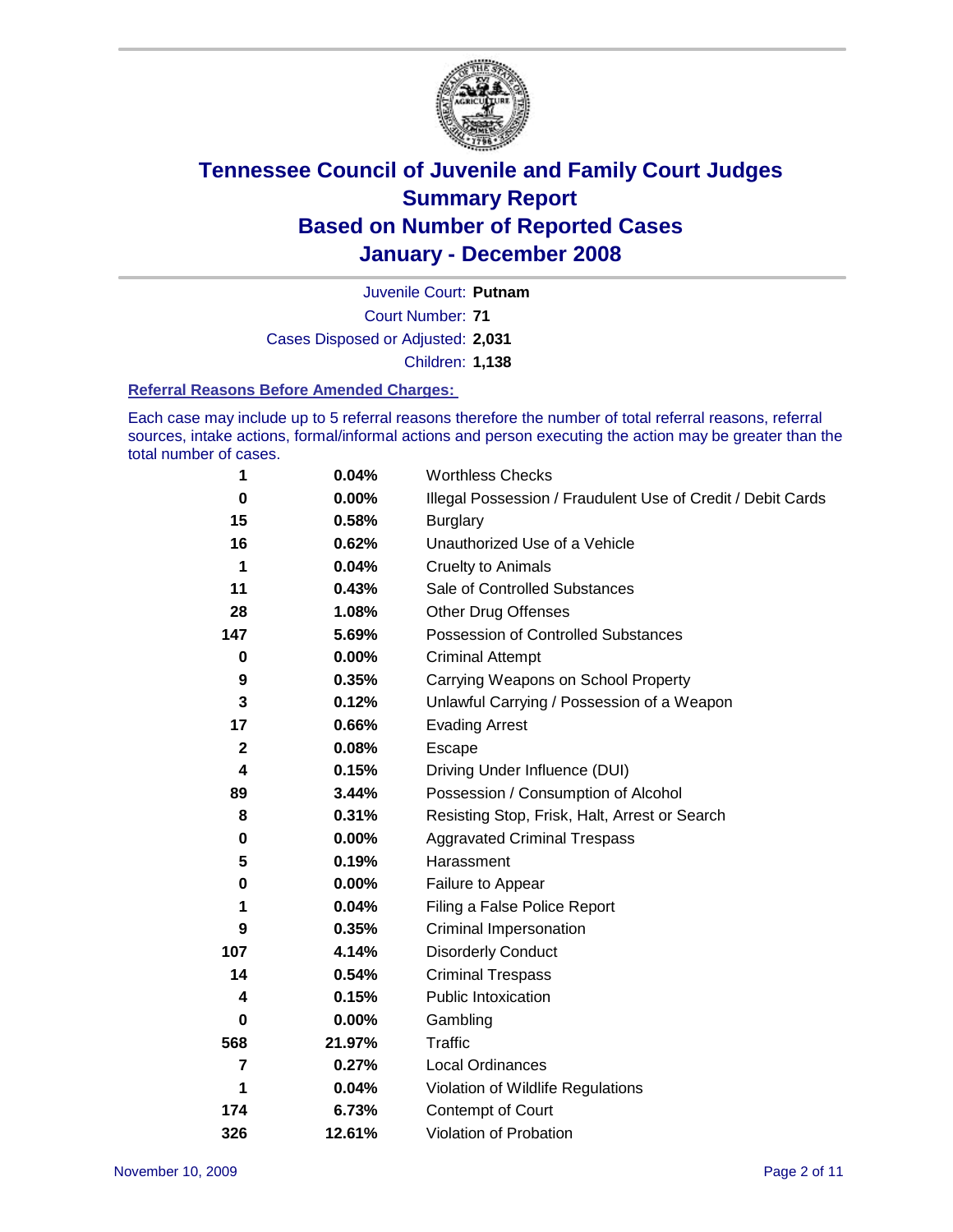# Tennessee Council of Juvenile and Family Court Judges
# Summary Report
# Based on Number of Reported Cases
# January - December 2008

Juvenile Court: **Putnam**

Court Number: **71**

Cases Disposed or Adjusted: **2,031**

Children: **1,138**

### Referral Reasons Before Amended Charges:

Each case may include up to 5 referral reasons therefore the number of total referral reasons, referral sources, intake actions, formal/informal actions and person executing the action may be greater than the total number of cases.

| Count | Percent | Referral Reason |
|---|---|---|
| 1 | 0.04% | Worthless Checks |
| 0 | 0.00% | Illegal Possession / Fraudulent Use of Credit / Debit Cards |
| 15 | 0.58% | Burglary |
| 16 | 0.62% | Unauthorized Use of a Vehicle |
| 1 | 0.04% | Cruelty to Animals |
| 11 | 0.43% | Sale of Controlled Substances |
| 28 | 1.08% | Other Drug Offenses |
| 147 | 5.69% | Possession of Controlled Substances |
| 0 | 0.00% | Criminal Attempt |
| 9 | 0.35% | Carrying Weapons on School Property |
| 3 | 0.12% | Unlawful Carrying / Possession of a Weapon |
| 17 | 0.66% | Evading Arrest |
| 2 | 0.08% | Escape |
| 4 | 0.15% | Driving Under Influence (DUI) |
| 89 | 3.44% | Possession / Consumption of Alcohol |
| 8 | 0.31% | Resisting Stop, Frisk, Halt, Arrest or Search |
| 0 | 0.00% | Aggravated Criminal Trespass |
| 5 | 0.19% | Harassment |
| 0 | 0.00% | Failure to Appear |
| 1 | 0.04% | Filing a False Police Report |
| 9 | 0.35% | Criminal Impersonation |
| 107 | 4.14% | Disorderly Conduct |
| 14 | 0.54% | Criminal Trespass |
| 4 | 0.15% | Public Intoxication |
| 0 | 0.00% | Gambling |
| 568 | 21.97% | Traffic |
| 7 | 0.27% | Local Ordinances |
| 1 | 0.04% | Violation of Wildlife Regulations |
| 174 | 6.73% | Contempt of Court |
| 326 | 12.61% | Violation of Probation |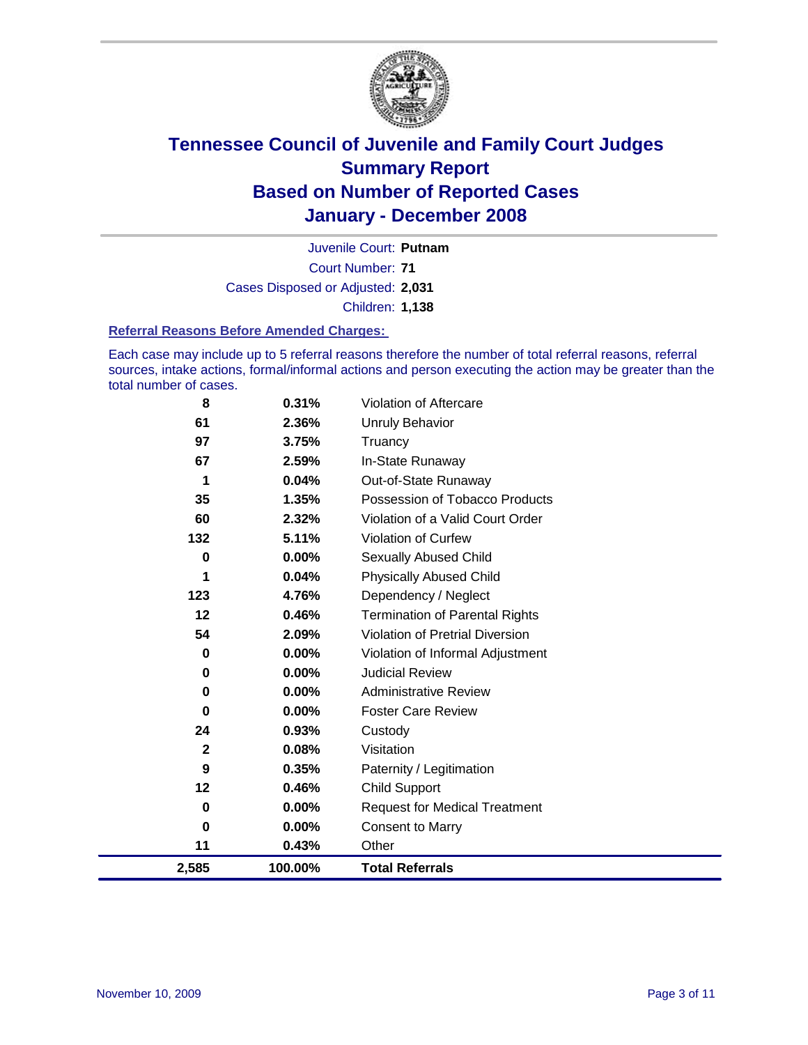# Tennessee Council of Juvenile and Family Court Judges
# Summary Report
# Based on Number of Reported Cases
# January - December 2008

Juvenile Court: **Putnam**

Court Number: **71**

Cases Disposed or Adjusted: **2,031**

Children: **1,138**

### Referral Reasons Before Amended Charges:

Each case may include up to 5 referral reasons therefore the number of total referral reasons, referral sources, intake actions, formal/informal actions and person executing the action may be greater than the total number of cases.

| Count | Percent | Referral Reason |
|---|---|---|
| 8 | 0.31% | Violation of Aftercare |
| 61 | 2.36% | Unruly Behavior |
| 97 | 3.75% | Truancy |
| 67 | 2.59% | In-State Runaway |
| 1 | 0.04% | Out-of-State Runaway |
| 35 | 1.35% | Possession of Tobacco Products |
| 60 | 2.32% | Violation of a Valid Court Order |
| 132 | 5.11% | Violation of Curfew |
| 0 | 0.00% | Sexually Abused Child |
| 1 | 0.04% | Physically Abused Child |
| 123 | 4.76% | Dependency / Neglect |
| 12 | 0.46% | Termination of Parental Rights |
| 54 | 2.09% | Violation of Pretrial Diversion |
| 0 | 0.00% | Violation of Informal Adjustment |
| 0 | 0.00% | Judicial Review |
| 0 | 0.00% | Administrative Review |
| 0 | 0.00% | Foster Care Review |
| 24 | 0.93% | Custody |
| 2 | 0.08% | Visitation |
| 9 | 0.35% | Paternity / Legitimation |
| 12 | 0.46% | Child Support |
| 0 | 0.00% | Request for Medical Treatment |
| 0 | 0.00% | Consent to Marry |
| 11 | 0.43% | Other |
| **2,585** | **100.00%** | **Total Referrals** |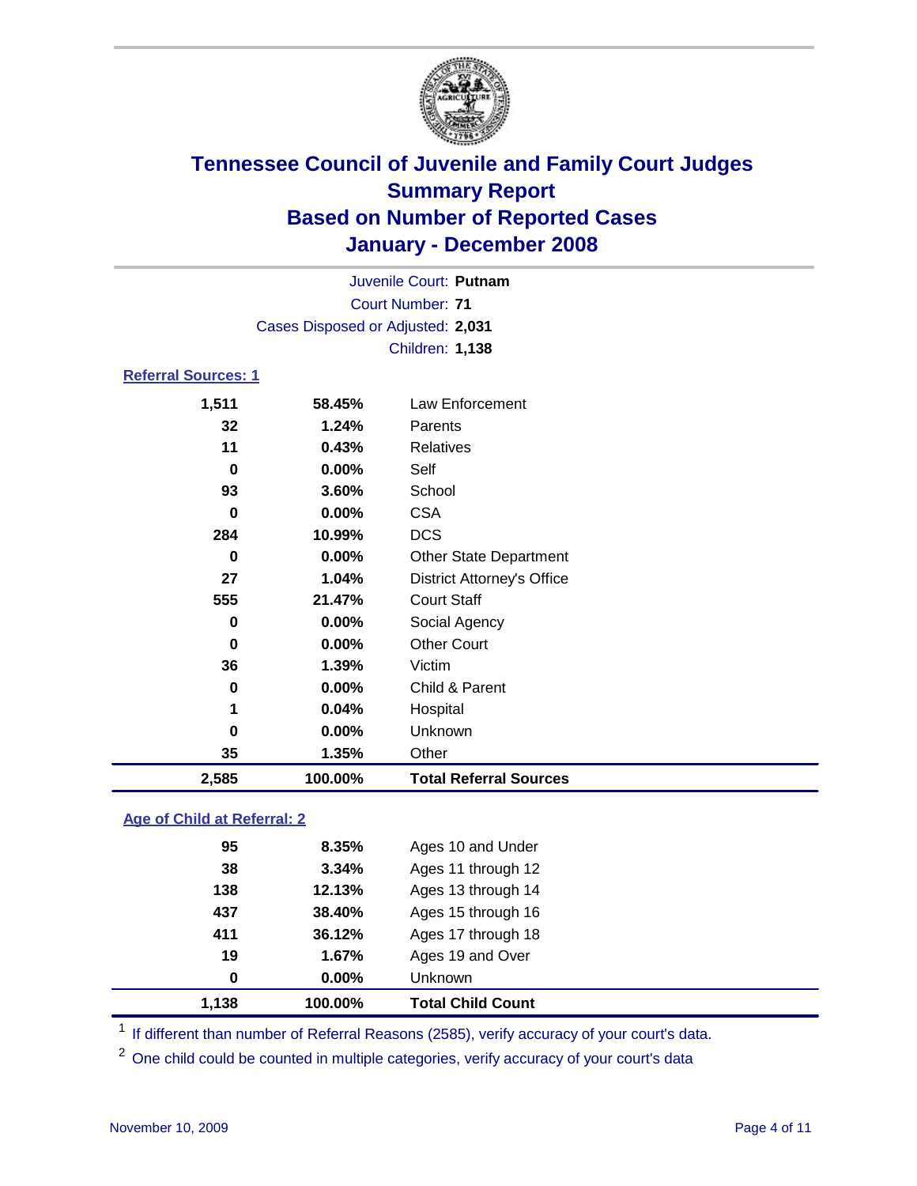# Tennessee Council of Juvenile and Family Court Judges
## Summary Report
## Based on Number of Reported Cases
## January - December 2008

Juvenile Court: **Putnam**
Court Number: **71**
Cases Disposed or Adjusted: **2,031**
Children: **1,138**

### Referral Sources: 1

| Count | Percent | Source |
|---|---|---|
| 1,511 | 58.45% | Law Enforcement |
| 32 | 1.24% | Parents |
| 11 | 0.43% | Relatives |
| 0 | 0.00% | Self |
| 93 | 3.60% | School |
| 0 | 0.00% | CSA |
| 284 | 10.99% | DCS |
| 0 | 0.00% | Other State Department |
| 27 | 1.04% | District Attorney's Office |
| 555 | 21.47% | Court Staff |
| 0 | 0.00% | Social Agency |
| 0 | 0.00% | Other Court |
| 36 | 1.39% | Victim |
| 0 | 0.00% | Child & Parent |
| 1 | 0.04% | Hospital |
| 0 | 0.00% | Unknown |
| 35 | 1.35% | Other |
| **2,585** | **100.00%** | **Total Referral Sources** |

### Age of Child at Referral: 2

| Count | Percent | Age |
|---|---|---|
| 95 | 8.35% | Ages 10 and Under |
| 38 | 3.34% | Ages 11 through 12 |
| 138 | 12.13% | Ages 13 through 14 |
| 437 | 38.40% | Ages 15 through 16 |
| 411 | 36.12% | Ages 17 through 18 |
| 19 | 1.67% | Ages 19 and Over |
| 0 | 0.00% | Unknown |
| **1,138** | **100.00%** | **Total Child Count** |

[1] If different than number of Referral Reasons (2585), verify accuracy of your court's data.

[2] One child could be counted in multiple categories, verify accuracy of your court's data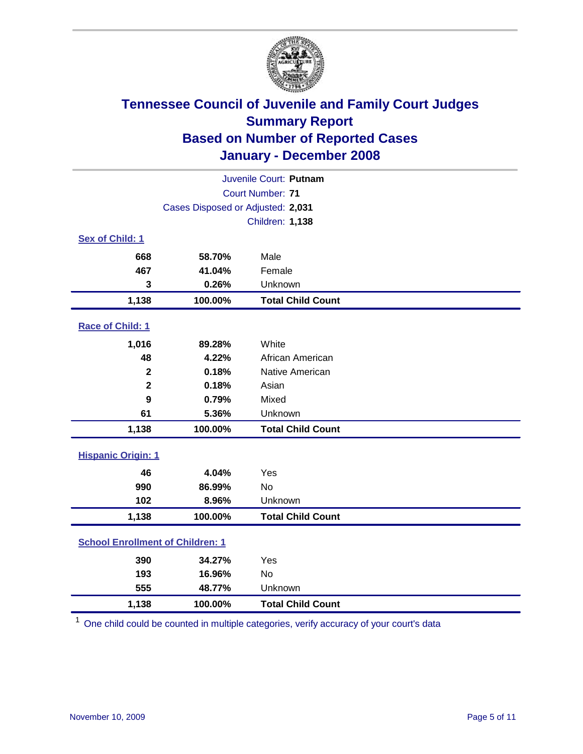# Tennessee Council of Juvenile and Family Court Judges
## Summary Report
## Based on Number of Reported Cases
## January - December 2008

Juvenile Court: **Putnam**
Court Number: **71**
Cases Disposed or Adjusted: **2,031**
Children: **1,138**

### Sex of Child: 1

| Count | Percent | Category |
|---|---|---|
| 668 | 58.70% | Male |
| 467 | 41.04% | Female |
| 3 | 0.26% | Unknown |
| **1,138** | **100.00%** | **Total Child Count** |

### Race of Child: 1

| Count | Percent | Category |
|---|---|---|
| 1,016 | 89.28% | White |
| 48 | 4.22% | African American |
| 2 | 0.18% | Native American |
| 2 | 0.18% | Asian |
| 9 | 0.79% | Mixed |
| 61 | 5.36% | Unknown |
| **1,138** | **100.00%** | **Total Child Count** |

### Hispanic Origin: 1

| Count | Percent | Category |
|---|---|---|
| 46 | 4.04% | Yes |
| 990 | 86.99% | No |
| 102 | 8.96% | Unknown |
| **1,138** | **100.00%** | **Total Child Count** |

### School Enrollment of Children: 1

| Count | Percent | Category |
|---|---|---|
| 390 | 34.27% | Yes |
| 193 | 16.96% | No |
| 555 | 48.77% | Unknown |
| **1,138** | **100.00%** | **Total Child Count** |

[1] One child could be counted in multiple categories, verify accuracy of your court's data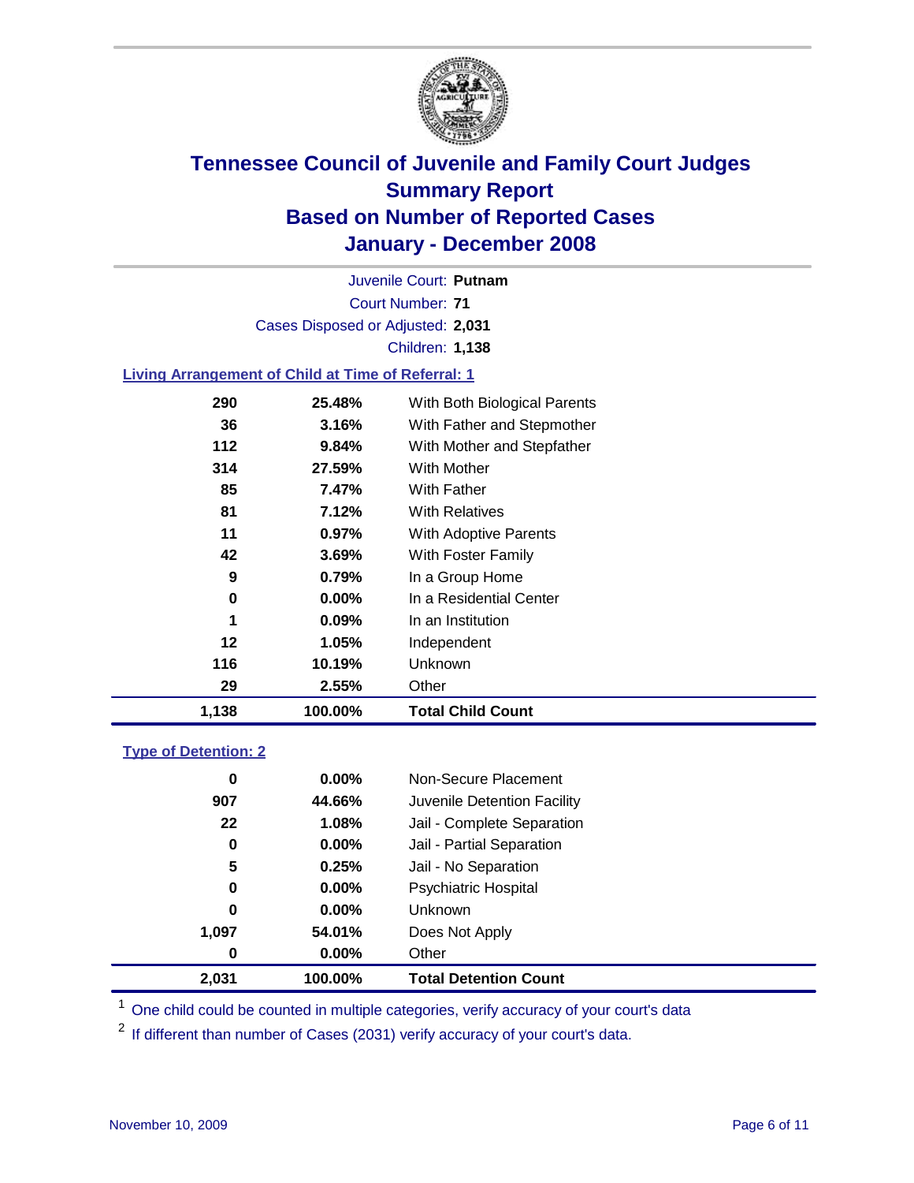# Tennessee Council of Juvenile and Family Court Judges
## Summary Report
## Based on Number of Reported Cases
## January - December 2008

Juvenile Court: **Putnam**

Court Number: **71**

Cases Disposed or Adjusted: **2,031**

Children: **1,138**

### Living Arrangement of Child at Time of Referral: 1

| Count | Percent | Category |
|---|---|---|
| 290 | 25.48% | With Both Biological Parents |
| 36 | 3.16% | With Father and Stepmother |
| 112 | 9.84% | With Mother and Stepfather |
| 314 | 27.59% | With Mother |
| 85 | 7.47% | With Father |
| 81 | 7.12% | With Relatives |
| 11 | 0.97% | With Adoptive Parents |
| 42 | 3.69% | With Foster Family |
| 9 | 0.79% | In a Group Home |
| 0 | 0.00% | In a Residential Center |
| 1 | 0.09% | In an Institution |
| 12 | 1.05% | Independent |
| 116 | 10.19% | Unknown |
| 29 | 2.55% | Other |
| **1,138** | **100.00%** | **Total Child Count** |

### Type of Detention: 2

| Count | Percent | Category |
|---|---|---|
| 0 | 0.00% | Non-Secure Placement |
| 907 | 44.66% | Juvenile Detention Facility |
| 22 | 1.08% | Jail - Complete Separation |
| 0 | 0.00% | Jail - Partial Separation |
| 5 | 0.25% | Jail - No Separation |
| 0 | 0.00% | Psychiatric Hospital |
| 0 | 0.00% | Unknown |
| 1,097 | 54.01% | Does Not Apply |
| 0 | 0.00% | Other |
| **2,031** | **100.00%** | **Total Detention Count** |

[1] One child could be counted in multiple categories, verify accuracy of your court's data

[2] If different than number of Cases (2031) verify accuracy of your court's data.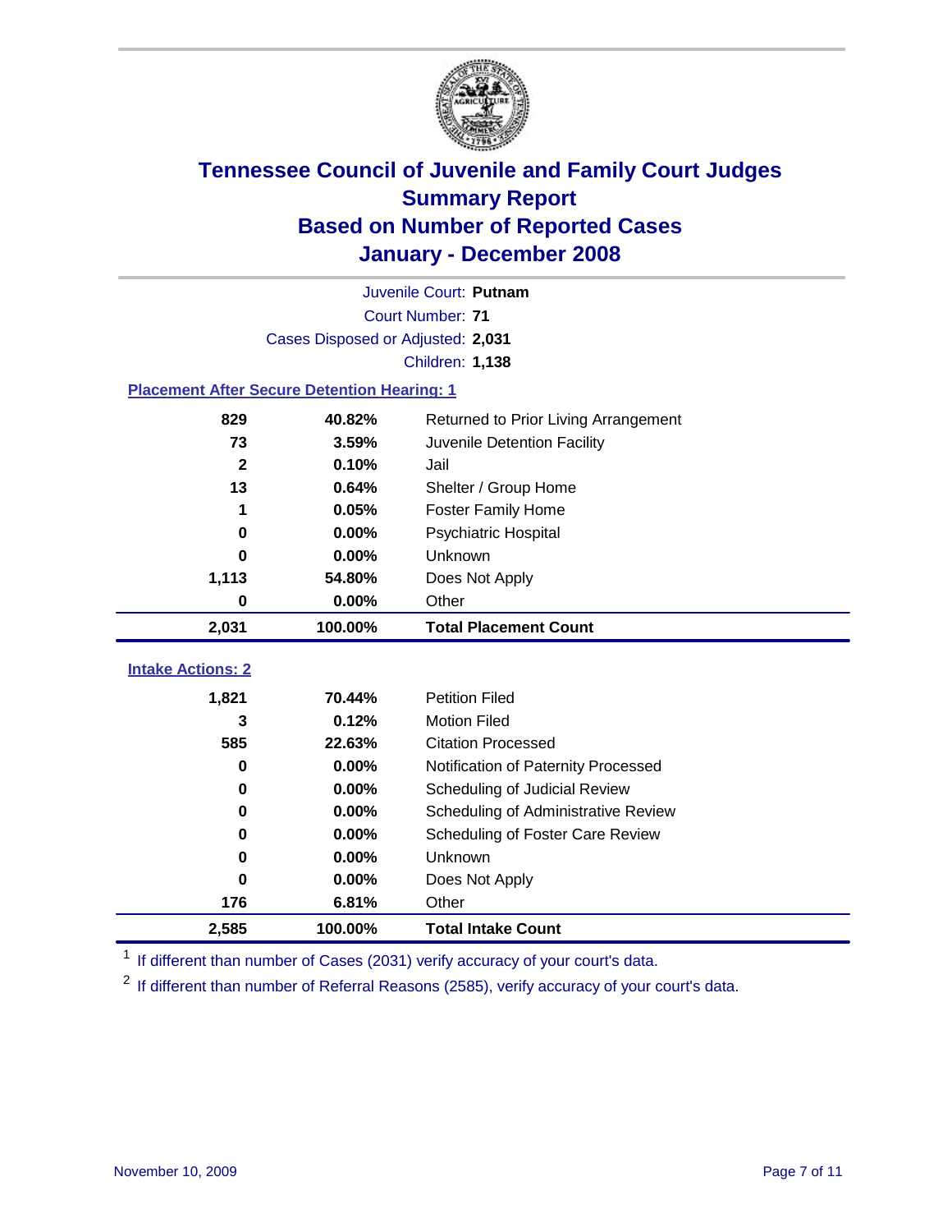# Tennessee Council of Juvenile and Family Court Judges
## Summary Report
## Based on Number of Reported Cases
## January - December 2008

Juvenile Court: **Putnam**

Court Number: **71**

Cases Disposed or Adjusted: **2,031**

Children: **1,138**

### Placement After Secure Detention Hearing: 1

| Count | Percent | Placement |
|---|---|---|
| 829 | 40.82% | Returned to Prior Living Arrangement |
| 73 | 3.59% | Juvenile Detention Facility |
| 2 | 0.10% | Jail |
| 13 | 0.64% | Shelter / Group Home |
| 1 | 0.05% | Foster Family Home |
| 0 | 0.00% | Psychiatric Hospital |
| 0 | 0.00% | Unknown |
| 1,113 | 54.80% | Does Not Apply |
| 0 | 0.00% | Other |
| **2,031** | **100.00%** | **Total Placement Count** |

### Intake Actions: 2

| Count | Percent | Intake Action |
|---|---|---|
| 1,821 | 70.44% | Petition Filed |
| 3 | 0.12% | Motion Filed |
| 585 | 22.63% | Citation Processed |
| 0 | 0.00% | Notification of Paternity Processed |
| 0 | 0.00% | Scheduling of Judicial Review |
| 0 | 0.00% | Scheduling of Administrative Review |
| 0 | 0.00% | Scheduling of Foster Care Review |
| 0 | 0.00% | Unknown |
| 0 | 0.00% | Does Not Apply |
| 176 | 6.81% | Other |
| **2,585** | **100.00%** | **Total Intake Count** |

[1] If different than number of Cases (2031) verify accuracy of your court's data.

[2] If different than number of Referral Reasons (2585), verify accuracy of your court's data.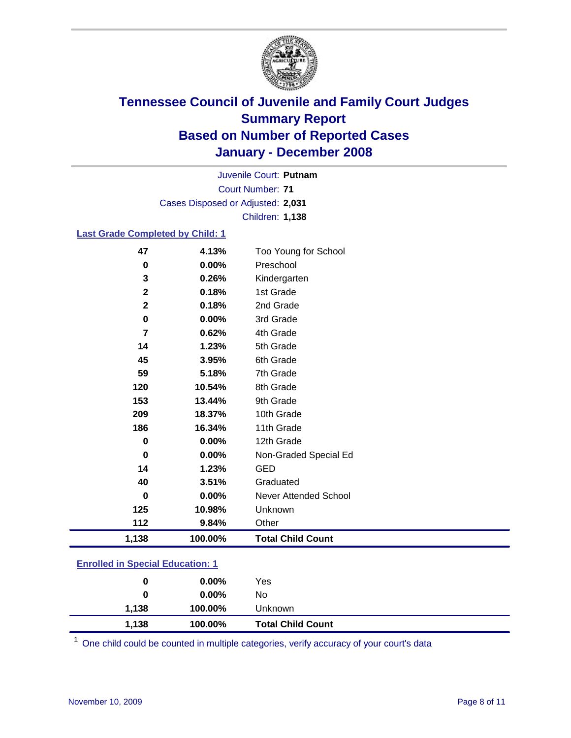# Tennessee Council of Juvenile and Family Court Judges
## Summary Report
## Based on Number of Reported Cases
## January - December 2008

Juvenile Court: **Putnam**
Court Number: **71**
Cases Disposed or Adjusted: **2,031**
Children: **1,138**

### Last Grade Completed by Child: 1

| Count | Percent | Category |
|---|---|---|
| 47 | 4.13% | Too Young for School |
| 0 | 0.00% | Preschool |
| 3 | 0.26% | Kindergarten |
| 2 | 0.18% | 1st Grade |
| 2 | 0.18% | 2nd Grade |
| 0 | 0.00% | 3rd Grade |
| 7 | 0.62% | 4th Grade |
| 14 | 1.23% | 5th Grade |
| 45 | 3.95% | 6th Grade |
| 59 | 5.18% | 7th Grade |
| 120 | 10.54% | 8th Grade |
| 153 | 13.44% | 9th Grade |
| 209 | 18.37% | 10th Grade |
| 186 | 16.34% | 11th Grade |
| 0 | 0.00% | 12th Grade |
| 0 | 0.00% | Non-Graded Special Ed |
| 14 | 1.23% | GED |
| 40 | 3.51% | Graduated |
| 0 | 0.00% | Never Attended School |
| 125 | 10.98% | Unknown |
| 112 | 9.84% | Other |
| **1,138** | **100.00%** | **Total Child Count** |

### Enrolled in Special Education: 1

| Count | Percent | Category |
|---|---|---|
| 0 | 0.00% | Yes |
| 0 | 0.00% | No |
| 1,138 | 100.00% | Unknown |
| **1,138** | **100.00%** | **Total Child Count** |

[1] One child could be counted in multiple categories, verify accuracy of your court's data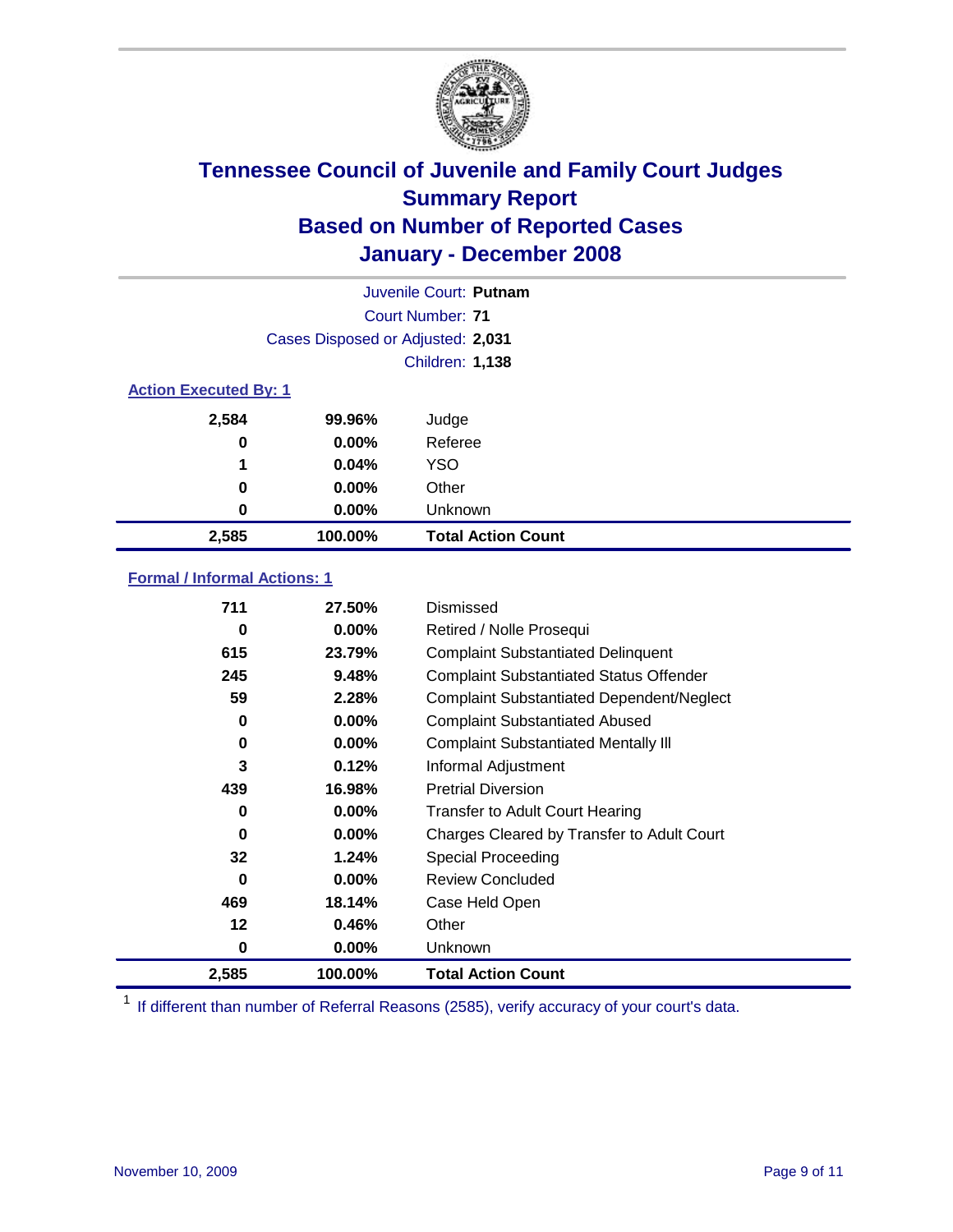# Tennessee Council of Juvenile and Family Court Judges
## Summary Report
## Based on Number of Reported Cases
## January - December 2008

Juvenile Court: **Putnam**

Court Number: **71**

Cases Disposed or Adjusted: **2,031**

Children: **1,138**

### Action Executed By: 1

| | | |
|---|---|---|
| 2,584 | 99.96% | Judge |
| 0 | 0.00% | Referee |
| 1 | 0.04% | YSO |
| 0 | 0.00% | Other |
| 0 | 0.00% | Unknown |
| **2,585** | **100.00%** | **Total Action Count** |

### Formal / Informal Actions: 1

| | | |
|---|---|---|
| 711 | 27.50% | Dismissed |
| 0 | 0.00% | Retired / Nolle Prosequi |
| 615 | 23.79% | Complaint Substantiated Delinquent |
| 245 | 9.48% | Complaint Substantiated Status Offender |
| 59 | 2.28% | Complaint Substantiated Dependent/Neglect |
| 0 | 0.00% | Complaint Substantiated Abused |
| 0 | 0.00% | Complaint Substantiated Mentally Ill |
| 3 | 0.12% | Informal Adjustment |
| 439 | 16.98% | Pretrial Diversion |
| 0 | 0.00% | Transfer to Adult Court Hearing |
| 0 | 0.00% | Charges Cleared by Transfer to Adult Court |
| 32 | 1.24% | Special Proceeding |
| 0 | 0.00% | Review Concluded |
| 469 | 18.14% | Case Held Open |
| 12 | 0.46% | Other |
| 0 | 0.00% | Unknown |
| **2,585** | **100.00%** | **Total Action Count** |

[1] If different than number of Referral Reasons (2585), verify accuracy of your court's data.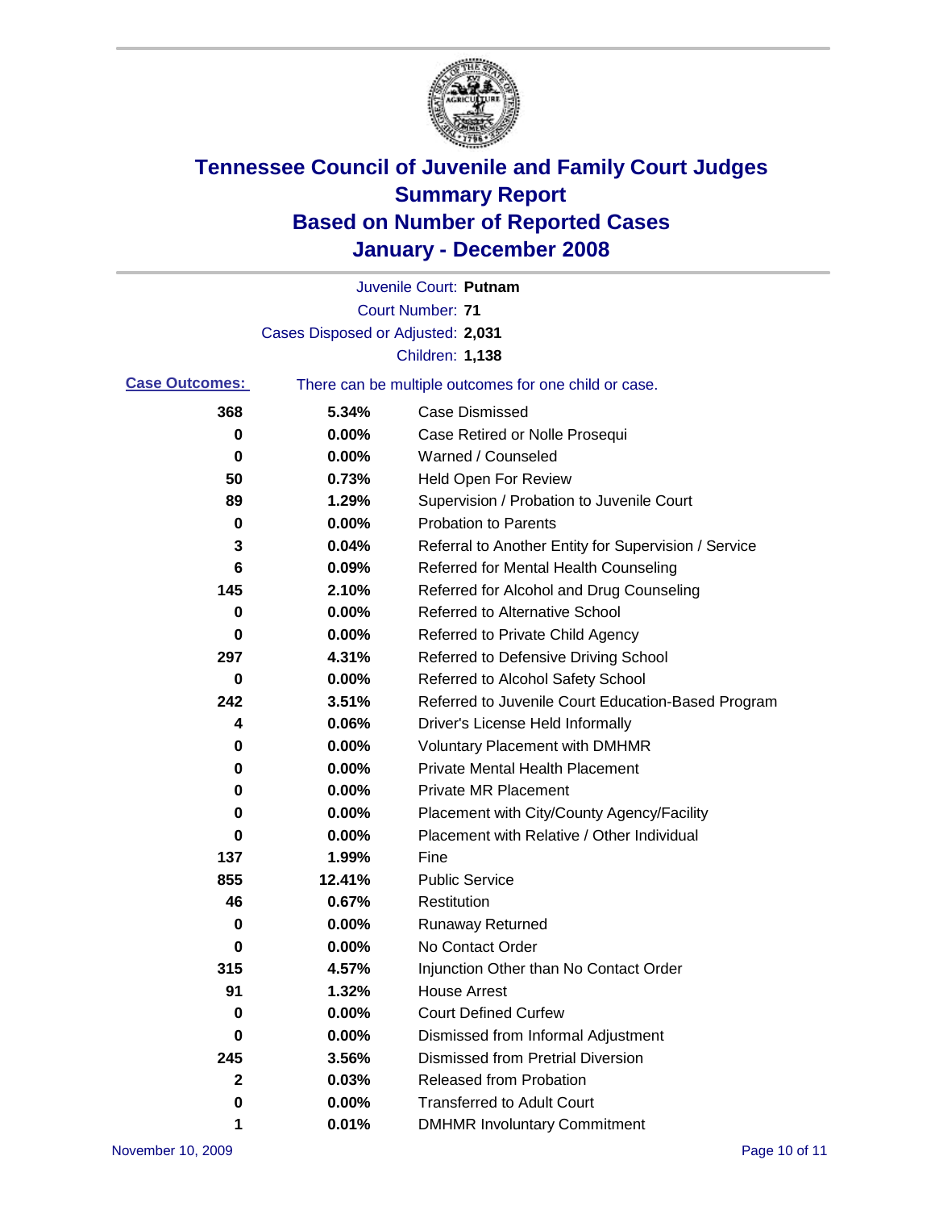# Tennessee Council of Juvenile and Family Court Judges Summary Report Based on Number of Reported Cases January - December 2008

Juvenile Court: **Putnam**

Court Number: **71**

Cases Disposed or Adjusted: **2,031**

Children: **1,138**

**Case Outcomes:** There can be multiple outcomes for one child or case.

| Count | Percent | Outcome |
|---|---|---|
| 368 | 5.34% | Case Dismissed |
| 0 | 0.00% | Case Retired or Nolle Prosequi |
| 0 | 0.00% | Warned / Counseled |
| 50 | 0.73% | Held Open For Review |
| 89 | 1.29% | Supervision / Probation to Juvenile Court |
| 0 | 0.00% | Probation to Parents |
| 3 | 0.04% | Referral to Another Entity for Supervision / Service |
| 6 | 0.09% | Referred for Mental Health Counseling |
| 145 | 2.10% | Referred for Alcohol and Drug Counseling |
| 0 | 0.00% | Referred to Alternative School |
| 0 | 0.00% | Referred to Private Child Agency |
| 297 | 4.31% | Referred to Defensive Driving School |
| 0 | 0.00% | Referred to Alcohol Safety School |
| 242 | 3.51% | Referred to Juvenile Court Education-Based Program |
| 4 | 0.06% | Driver's License Held Informally |
| 0 | 0.00% | Voluntary Placement with DMHMR |
| 0 | 0.00% | Private Mental Health Placement |
| 0 | 0.00% | Private MR Placement |
| 0 | 0.00% | Placement with City/County Agency/Facility |
| 0 | 0.00% | Placement with Relative / Other Individual |
| 137 | 1.99% | Fine |
| 855 | 12.41% | Public Service |
| 46 | 0.67% | Restitution |
| 0 | 0.00% | Runaway Returned |
| 0 | 0.00% | No Contact Order |
| 315 | 4.57% | Injunction Other than No Contact Order |
| 91 | 1.32% | House Arrest |
| 0 | 0.00% | Court Defined Curfew |
| 0 | 0.00% | Dismissed from Informal Adjustment |
| 245 | 3.56% | Dismissed from Pretrial Diversion |
| 2 | 0.03% | Released from Probation |
| 0 | 0.00% | Transferred to Adult Court |
| 1 | 0.01% | DMHMR Involuntary Commitment |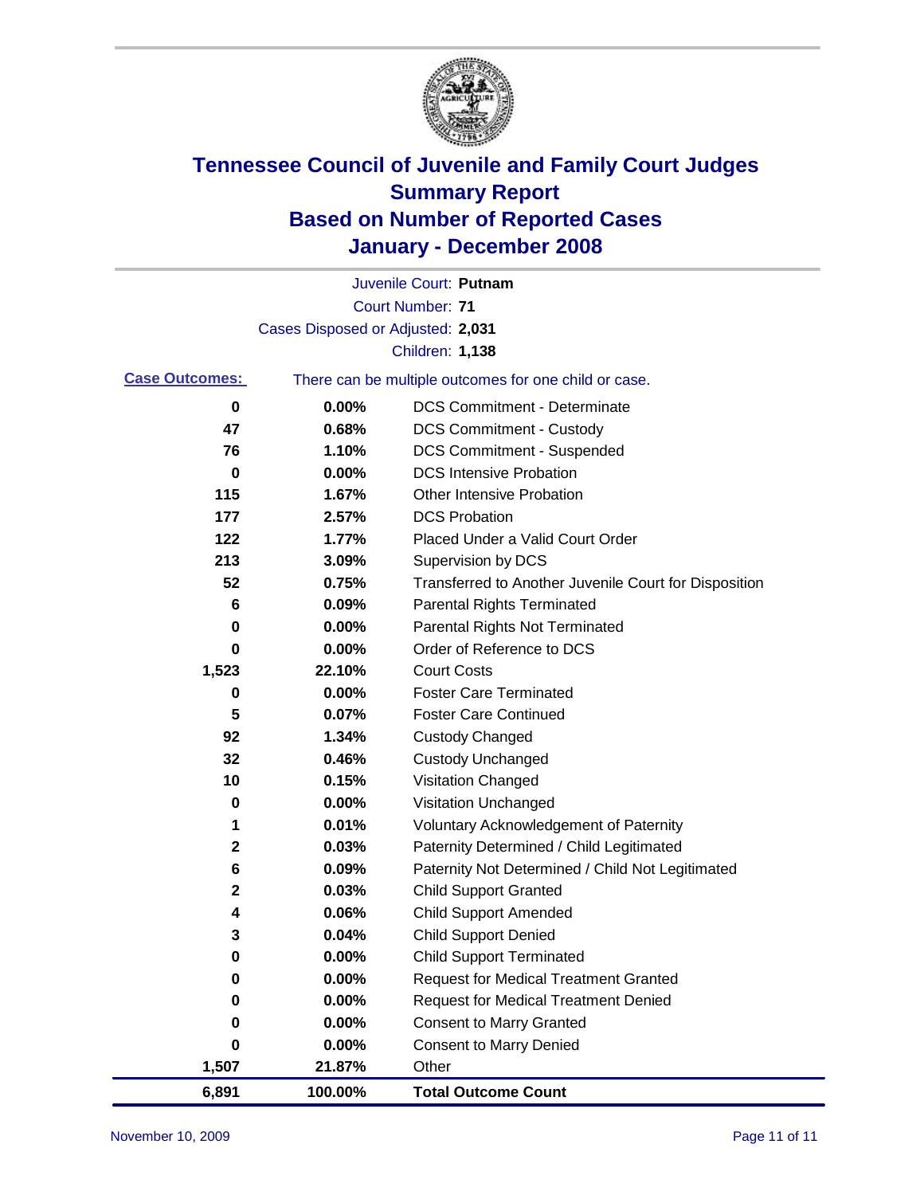# Tennessee Council of Juvenile and Family Court Judges
# Summary Report
# Based on Number of Reported Cases
# January - December 2008

Juvenile Court: **Putnam**

Court Number: **71**

Cases Disposed or Adjusted: **2,031**

Children: **1,138**

**Case Outcomes:** There can be multiple outcomes for one child or case.

| | | |
|---|---|---|
| 0 | 0.00% | DCS Commitment - Determinate |
| 47 | 0.68% | DCS Commitment - Custody |
| 76 | 1.10% | DCS Commitment - Suspended |
| 0 | 0.00% | DCS Intensive Probation |
| 115 | 1.67% | Other Intensive Probation |
| 177 | 2.57% | DCS Probation |
| 122 | 1.77% | Placed Under a Valid Court Order |
| 213 | 3.09% | Supervision by DCS |
| 52 | 0.75% | Transferred to Another Juvenile Court for Disposition |
| 6 | 0.09% | Parental Rights Terminated |
| 0 | 0.00% | Parental Rights Not Terminated |
| 0 | 0.00% | Order of Reference to DCS |
| 1,523 | 22.10% | Court Costs |
| 0 | 0.00% | Foster Care Terminated |
| 5 | 0.07% | Foster Care Continued |
| 92 | 1.34% | Custody Changed |
| 32 | 0.46% | Custody Unchanged |
| 10 | 0.15% | Visitation Changed |
| 0 | 0.00% | Visitation Unchanged |
| 1 | 0.01% | Voluntary Acknowledgement of Paternity |
| 2 | 0.03% | Paternity Determined / Child Legitimated |
| 6 | 0.09% | Paternity Not Determined / Child Not Legitimated |
| 2 | 0.03% | Child Support Granted |
| 4 | 0.06% | Child Support Amended |
| 3 | 0.04% | Child Support Denied |
| 0 | 0.00% | Child Support Terminated |
| 0 | 0.00% | Request for Medical Treatment Granted |
| 0 | 0.00% | Request for Medical Treatment Denied |
| 0 | 0.00% | Consent to Marry Granted |
| 0 | 0.00% | Consent to Marry Denied |
| 1,507 | 21.87% | Other |
| **6,891** | **100.00%** | **Total Outcome Count** |